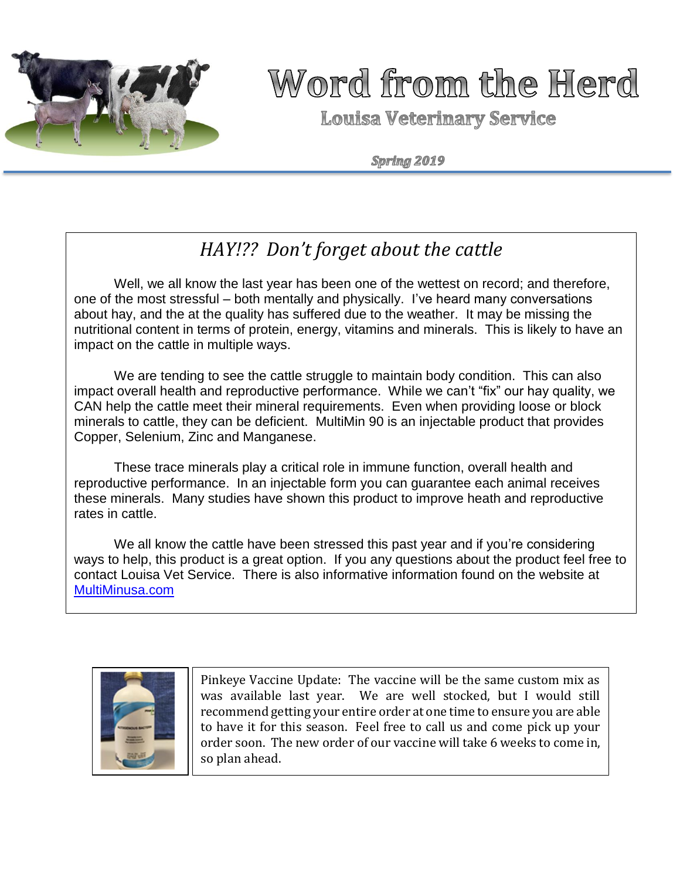# Word from the Herd

## Louisa Veterinary Service

***Spring 2019***

## *HAY!?? Don't forget about the cattle*

Well, we all know the last year has been one of the wettest on record; and therefore, one of the most stressful – both mentally and physically. I've heard many conversations about hay, and the at the quality has suffered due to the weather. It may be missing the nutritional content in terms of protein, energy, vitamins and minerals. This is likely to have an impact on the cattle in multiple ways.

We are tending to see the cattle struggle to maintain body condition. This can also impact overall health and reproductive performance. While we can't "fix" our hay quality, we CAN help the cattle meet their mineral requirements. Even when providing loose or block minerals to cattle, they can be deficient. MultiMin 90 is an injectable product that provides Copper, Selenium, Zinc and Manganese.

These trace minerals play a critical role in immune function, overall health and reproductive performance. In an injectable form you can guarantee each animal receives these minerals. Many studies have shown this product to improve heath and reproductive rates in cattle.

We all know the cattle have been stressed this past year and if you're considering ways to help, this product is a great option. If you any questions about the product feel free to contact Louisa Vet Service. There is also informative information found on the website at [MultiMinusa.com](http://MultiMinusa.com)

Pinkeye Vaccine Update: The vaccine will be the same custom mix as was available last year. We are well stocked, but I would still recommend getting your entire order at one time to ensure you are able to have it for this season. Feel free to call us and come pick up your order soon. The new order of our vaccine will take 6 weeks to come in, so plan ahead.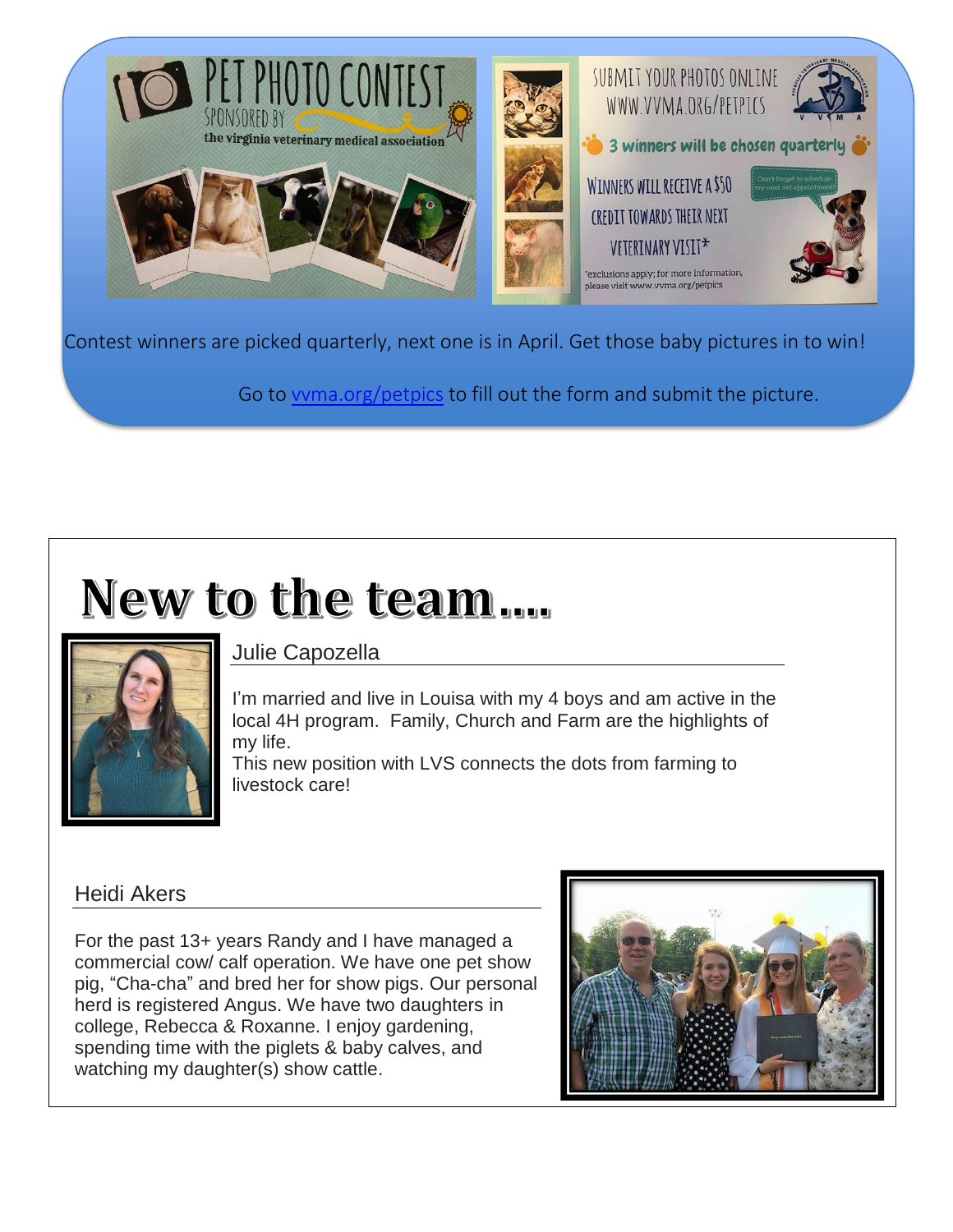PET PHOTO CONTEST

SPONSORED BY the virginia veterinary medical association

SUBMIT YOUR PHOTOS ONLINE WWW.VVMA.ORG/PETPICS

3 winners will be chosen quarterly

WINNERS WILL RECEIVE A $50 CREDIT TOWARDS THEIR NEXT VETERINARY VISIT*

Don't forget to schedule my next vet appointment!

*exclusions apply; for more information, please visit www.vvma.org/petpics

Contest winners are picked quarterly, next one is in April. Get those baby pictures in to win!

Go to [vvma.org/petpics](vvma.org/petpics) to fill out the form and submit the picture.

# New to the team....

## Julie Capozella

I'm married and live in Louisa with my 4 boys and am active in the local 4H program. Family, Church and Farm are the highlights of my life.

This new position with LVS connects the dots from farming to livestock care!

## Heidi Akers

For the past 13+ years Randy and I have managed a commercial cow/ calf operation. We have one pet show pig, "Cha-cha" and bred her for show pigs. Our personal herd is registered Angus. We have two daughters in college, Rebecca & Roxanne. I enjoy gardening, spending time with the piglets & baby calves, and watching my daughter(s) show cattle.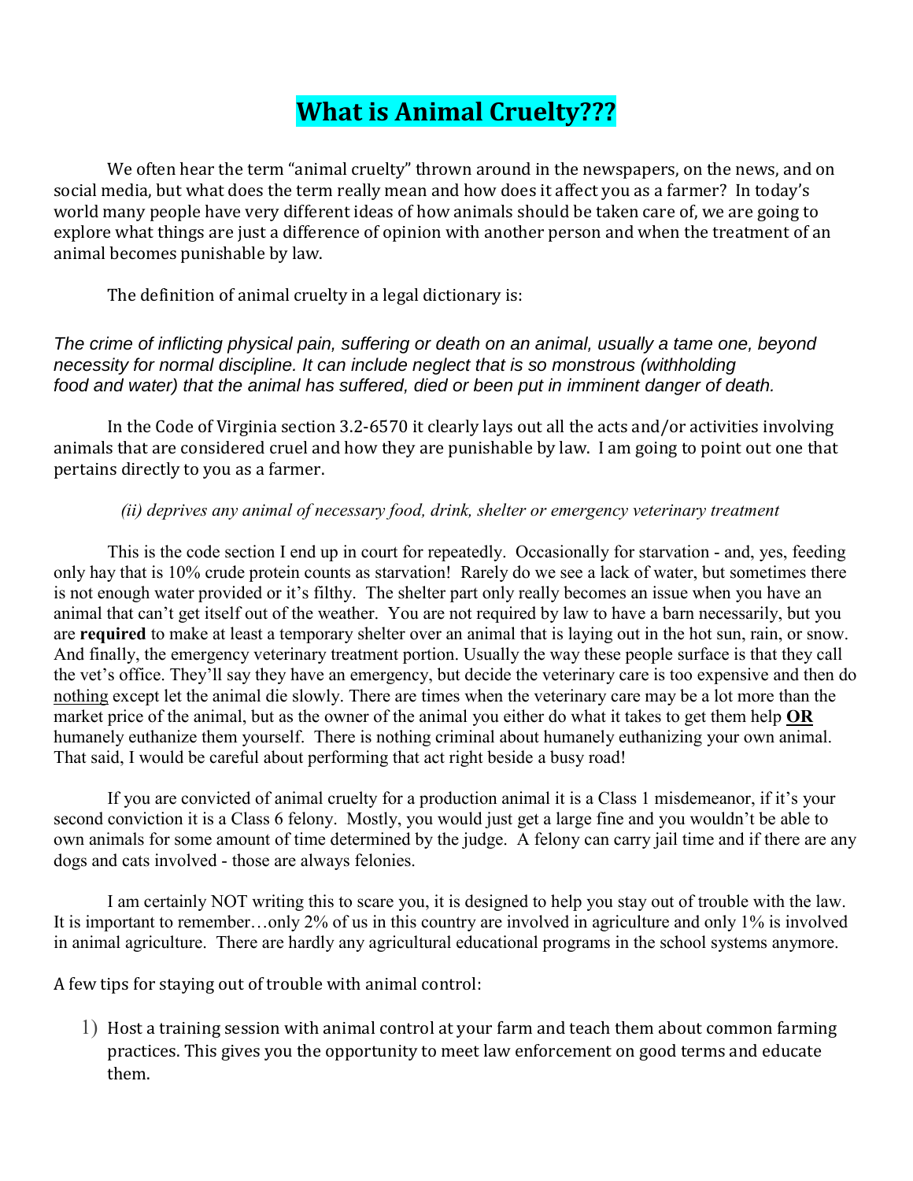# What is Animal Cruelty???

We often hear the term "animal cruelty" thrown around in the newspapers, on the news, and on social media, but what does the term really mean and how does it affect you as a farmer? In today's world many people have very different ideas of how animals should be taken care of, we are going to explore what things are just a difference of opinion with another person and when the treatment of an animal becomes punishable by law.

The definition of animal cruelty in a legal dictionary is:

*The crime of inflicting physical pain, suffering or death on an animal, usually a tame one, beyond necessity for normal discipline. It can include neglect that is so monstrous (withholding food and water) that the animal has suffered, died or been put in imminent danger of death.*

In the Code of Virginia section 3.2-6570 it clearly lays out all the acts and/or activities involving animals that are considered cruel and how they are punishable by law. I am going to point out one that pertains directly to you as a farmer.

*(ii) deprives any animal of necessary food, drink, shelter or emergency veterinary treatment*

This is the code section I end up in court for repeatedly. Occasionally for starvation - and, yes, feeding only hay that is 10% crude protein counts as starvation! Rarely do we see a lack of water, but sometimes there is not enough water provided or it's filthy. The shelter part only really becomes an issue when you have an animal that can't get itself out of the weather. You are not required by law to have a barn necessarily, but you are **required** to make at least a temporary shelter over an animal that is laying out in the hot sun, rain, or snow. And finally, the emergency veterinary treatment portion. Usually the way these people surface is that they call the vet's office. They'll say they have an emergency, but decide the veterinary care is too expensive and then do nothing except let the animal die slowly. There are times when the veterinary care may be a lot more than the market price of the animal, but as the owner of the animal you either do what it takes to get them help **OR** humanely euthanize them yourself. There is nothing criminal about humanely euthanizing your own animal. That said, I would be careful about performing that act right beside a busy road!

If you are convicted of animal cruelty for a production animal it is a Class 1 misdemeanor, if it's your second conviction it is a Class 6 felony. Mostly, you would just get a large fine and you wouldn't be able to own animals for some amount of time determined by the judge. A felony can carry jail time and if there are any dogs and cats involved - those are always felonies.

I am certainly NOT writing this to scare you, it is designed to help you stay out of trouble with the law. It is important to remember…only 2% of us in this country are involved in agriculture and only 1% is involved in animal agriculture. There are hardly any agricultural educational programs in the school systems anymore.

A few tips for staying out of trouble with animal control:

1) Host a training session with animal control at your farm and teach them about common farming practices. This gives you the opportunity to meet law enforcement on good terms and educate them.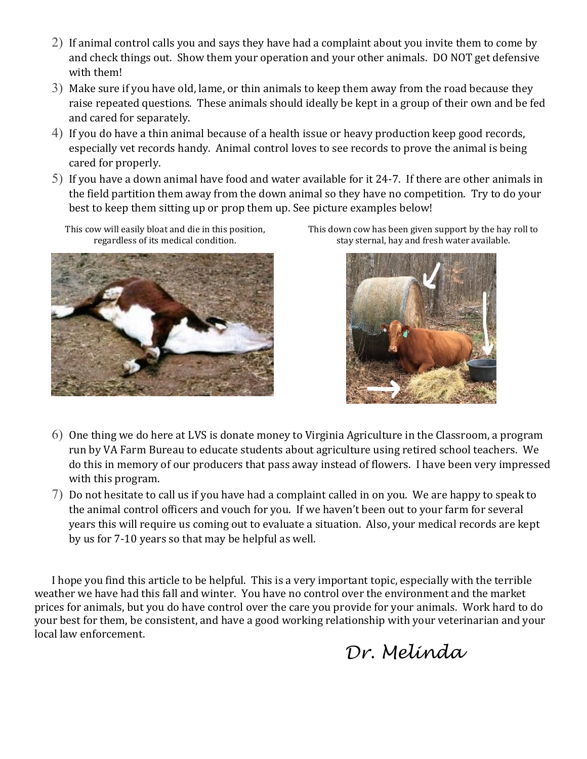2) If animal control calls you and says they have had a complaint about you invite them to come by and check things out. Show them your operation and your other animals. DO NOT get defensive with them!
3) Make sure if you have old, lame, or thin animals to keep them away from the road because they raise repeated questions. These animals should ideally be kept in a group of their own and be fed and cared for separately.
4) If you do have a thin animal because of a health issue or heavy production keep good records, especially vet records handy. Animal control loves to see records to prove the animal is being cared for properly.
5) If you have a down animal have food and water available for it 24-7. If there are other animals in the field partition them away from the down animal so they have no competition. Try to do your best to keep them sitting up or prop them up. See picture examples below!

This cow will easily bloat and die in this position, regardless of its medical condition.

This down cow has been given support by the hay roll to stay sternal, hay and fresh water available.

6) One thing we do here at LVS is donate money to Virginia Agriculture in the Classroom, a program run by VA Farm Bureau to educate students about agriculture using retired school teachers. We do this in memory of our producers that pass away instead of flowers. I have been very impressed with this program.
7) Do not hesitate to call us if you have had a complaint called in on you. We are happy to speak to the animal control officers and vouch for you. If we haven't been out to your farm for several years this will require us coming out to evaluate a situation. Also, your medical records are kept by us for 7-10 years so that may be helpful as well.

I hope you find this article to be helpful. This is a very important topic, especially with the terrible weather we have had this fall and winter. You have no control over the environment and the market prices for animals, but you do have control over the care you provide for your animals. Work hard to do your best for them, be consistent, and have a good working relationship with your veterinarian and your local law enforcement.

*Dr. Melinda*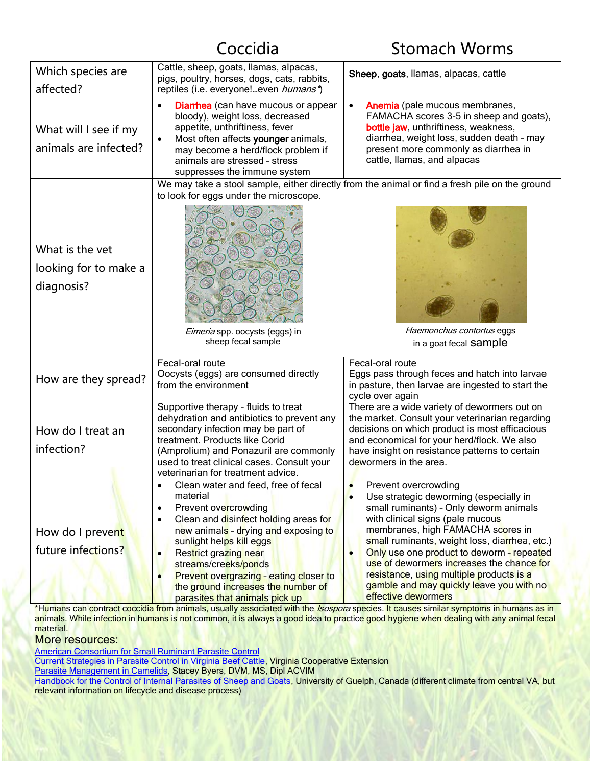| | Coccidia | Stomach Worms |
|---|---|---|
| Which species are affected? | Cattle, sheep, goats, llamas, alpacas, pigs, poultry, horses, dogs, cats, rabbits, reptiles (i.e. everyone!...even *humans\**) | **Sheep**, **goats**, llamas, alpacas, cattle |
| What will I see if my animals are infected? | • **Diarrhea** (can have mucous or appear bloody), weight loss, decreased appetite, unthriftiness, fever<br>• Most often affects **younger** animals, may become a herd/flock problem if animals are stressed - stress suppresses the immune system | • **Anemia** (pale mucous membranes, FAMACHA scores 3-5 in sheep and goats), **bottle jaw**, unthriftiness, weakness, diarrhea, weight loss, sudden death - may present more commonly as diarrhea in cattle, llamas, and alpacas |
| What is the vet looking for to make a diagnosis? | We may take a stool sample, either directly from the animal or find a fresh pile on the ground to look for eggs under the microscope.<br>*Eimeria* spp. oocysts (eggs) in sheep fecal sample | *Haemonchus contortus* eggs in a goat fecal sample |
| How are they spread? | Fecal-oral route<br>Oocysts (eggs) are consumed directly from the environment | Fecal-oral route<br>Eggs pass through feces and hatch into larvae in pasture, then larvae are ingested to start the cycle over again |
| How do I treat an infection? | Supportive therapy - fluids to treat dehydration and antibiotics to prevent any secondary infection may be part of treatment. Products like Corid (Amprolium) and Ponazuril are commonly used to treat clinical cases. Consult your veterinarian for treatment advice. | There are a wide variety of dewormers out on the market. Consult your veterinarian regarding decisions on which product is most efficacious and economical for your herd/flock. We also have insight on resistance patterns to certain dewormers in the area. |
| How do I prevent future infections? | • Clean water and feed, free of fecal material<br>• Prevent overcrowding<br>• Clean and disinfect holding areas for new animals - drying and exposing to sunlight helps kill eggs<br>• Restrict grazing near streams/creeks/ponds<br>• Prevent overgrazing - eating closer to the ground increases the number of parasites that animals pick up | • Prevent overcrowding<br>• Use strategic deworming (especially in small ruminants) - Only deworm animals with clinical signs (pale mucous membranes, high FAMACHA scores in small ruminants, weight loss, diarrhea, etc.)<br>• Only use one product to deworm - repeated use of dewormers increases the chance for resistance, using multiple products is a gamble and may quickly leave you with no effective dewormers |

*Humans can contract coccidia from animals, usually associated with the *Isospora* species. It causes similar symptoms in humans as in animals. While infection in humans is not common, it is always a good idea to practice good hygiene when dealing with any animal fecal material.

## More resources:

[American Consortium for Small Ruminant Parasite Control]

[Current Strategies in Parasite Control in Virginia Beef Cattle], Virginia Cooperative Extension

[Parasite Management in Camelids], Stacey Byers, DVM, MS, Dipl ACVIM

[Handbook for the Control of Internal Parasites of Sheep and Goats], University of Guelph, Canada (different climate from central VA, but relevant information on lifecycle and disease process)